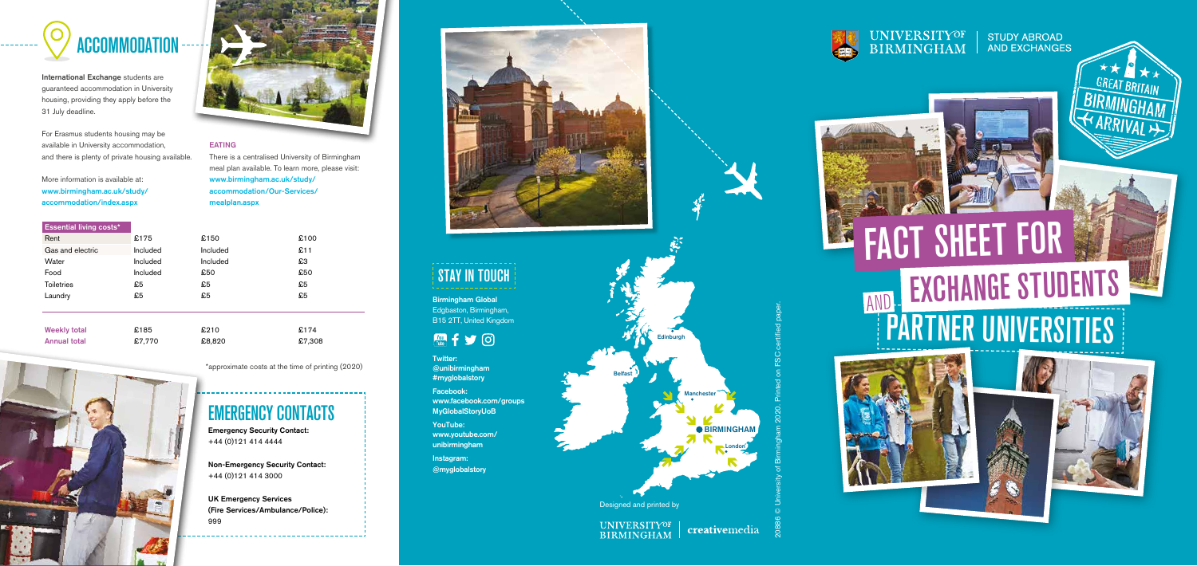# ACCOMMODATION

**International Exchange** students are guaranteed accommodation in University housing, providing they apply before the 31 July deadline.

For Erasmus students housing may be available in University accommodation, and there is plenty of private housing available.

More information is available at:
www.birmingham.ac.uk/study/accommodation/index.aspx

### EATING

There is a centralised University of Birmingham meal plan available. To learn more, please visit: www.birmingham.ac.uk/study/accommodation/Our-Services/mealplan.aspx

| Essential living costs* | | | |
|---|---|---|---|
| Rent | £175 | £150 | £100 |
| Gas and electric | Included | Included | £11 |
| Water | Included | Included | £3 |
| Food | Included | £50 | £50 |
| Toiletries | £5 | £5 | £5 |
| Laundry | £5 | £5 | £5 |
| **Weekly total** | £185 | £210 | £174 |
| **Annual total** | £7,770 | £8,820 | £7,308 |

*approximate costs at the time of printing (2020)

## EMERGENCY CONTACTS

**Emergency Security Contact:**
+44 (0)121 414 4444

**Non-Emergency Security Contact:**
+44 (0)121 414 3000

**UK Emergency Services (Fire Services/Ambulance/Police):**
999

## STAY IN TOUCH

**Birmingham Global**
Edgbaston, Birmingham,
B15 2TT, United Kingdom

**Twitter:**
@unibirmingham
#myglobalstory

**Facebook:**
www.facebook.com/groups
MyGlobalStoryUoB

**YouTube:**
www.youtube.com/unibirmingham

**Instagram:**
@myglobalstory

Edinburgh
Belfast
Manchester
BIRMINGHAM
London

Designed and printed by

UNIVERSITY OF BIRMINGHAM | creativemedia

20886 © University of Birmingham 2020. Printed on FSC certified paper.

UNIVERSITY OF BIRMINGHAM | STUDY ABROAD AND EXCHANGES

GREAT BRITAIN BIRMINGHAM ARRIVAL

# FACT SHEET FOR EXCHANGE STUDENTS AND PARTNER UNIVERSITIES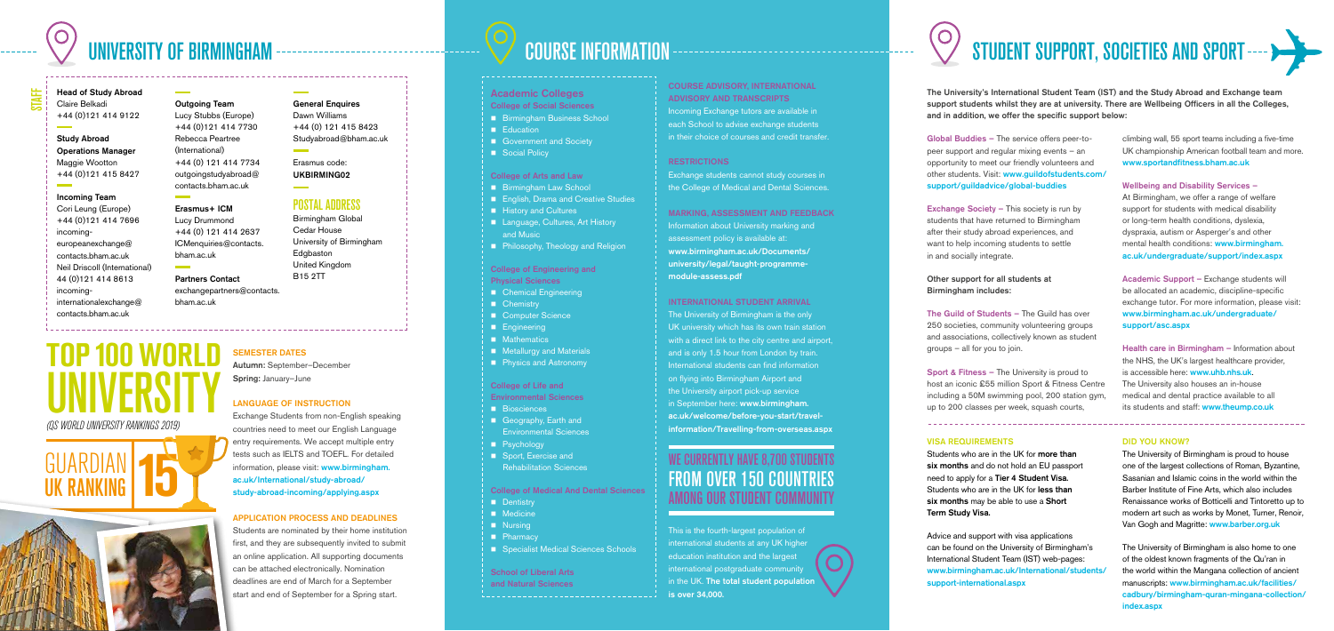# UNIVERSITY OF BIRMINGHAM

## STAFF

**Head of Study Abroad**
Claire Belkadi
+44 (0)121 414 9122

**Study Abroad Operations Manager**
Maggie Wootton
+44 (0)121 415 8427

**Incoming Team**
Cori Leung (Europe)
+44 (0)121 414 7696
incoming-europeanexchange@contacts.bham.ac.uk
Neil Driscoll (International)
44 (0)121 414 8613
incoming-internationalexchange@contacts.bham.ac.uk

**Outgoing Team**
Lucy Stubbs (Europe)
+44 (0)121 414 7730
Rebecca Peartree (International)
+44 (0) 121 414 7734
outgoingstudyabroad@contacts.bham.ac.uk

**Erasmus+ ICM**
Lucy Drummond
+44 (0) 121 414 2637
ICMenquiries@contacts.bham.ac.uk

**Partners Contact**
exchangepartners@contacts.bham.ac.uk

**General Enquires**
Dawn Williams
+44 (0) 121 415 8423
Studyabroad@bham.ac.uk

Erasmus code:
**UKBIRMING02**

### POSTAL ADDRESS

Birmingham Global
Cedar House
University of Birmingham
Edgbaston
United Kingdom
B15 2TT

## TOP 100 WORLD UNIVERSITY

*(QS WORLD UNIVERSITY RANKINGS 2019)*

GUARDIAN UK RANKING **15**

### SEMESTER DATES

**Autumn:** September–December
**Spring:** January–June

### LANGUAGE OF INSTRUCTION

Exchange Students from non-English speaking countries need to meet our English Language entry requirements. We accept multiple entry tests such as IELTS and TOEFL. For detailed information, please visit: www.birmingham.ac.uk/International/study-abroad/study-abroad-incoming/applying.aspx

### APPLICATION PROCESS AND DEADLINES

Students are nominated by their home institution first, and they are subsequently invited to submit an online application. All supporting documents can be attached electronically. Nomination deadlines are end of March for a September start and end of September for a Spring start.

# COURSE INFORMATION

## Academic Colleges

### College of Social Sciences

- Birmingham Business School
- Education
- Government and Society
- Social Policy

### College of Arts and Law

- Birmingham Law School
- English, Drama and Creative Studies
- History and Cultures
- Language, Cultures, Art History and Music
- Philosophy, Theology and Religion

### College of Engineering and Physical Sciences

- Chemical Engineering
- Chemistry
- Computer Science
- Engineering
- Mathematics
- Metallurgy and Materials
- Physics and Astronomy

### College of Life and Environmental Sciences

- Biosciences
- Geography, Earth and Environmental Sciences
- Psychology
- Sport, Exercise and Rehabilitation Sciences

### College of Medical And Dental Sciences

- Dentistry
- Medicine
- Nursing
- Pharmacy
- Specialist Medical Sciences Schools

### School of Liberal Arts and Natural Sciences

### COURSE ADVISORY, INTERNATIONAL ADVISORY AND TRANSCRIPTS

Incoming Exchange tutors are available in each School to advise exchange students in their choice of courses and credit transfer.

### RESTRICTIONS

Exchange students cannot study courses in the College of Medical and Dental Sciences.

### MARKING, ASSESSMENT AND FEEDBACK

Information about University marking and assessment policy is available at: www.birmingham.ac.uk/Documents/university/legal/taught-programme-module-assess.pdf

### INTERNATIONAL STUDENT ARRIVAL

The University of Birmingham is the only UK university which has its own train station with a direct link to the city centre and airport, and is only 1.5 hour from London by train. International students can find information on flying into Birmingham Airport and the University airport pick-up service in September here: www.birmingham.ac.uk/welcome/before-you-start/travel-information/Travelling-from-overseas.aspx

## WE CURRENTLY HAVE 8,700 STUDENTS FROM OVER 150 COUNTRIES AMONG OUR STUDENT COMMUNITY

This is the fourth-largest population of international students at any UK higher education institution and the largest international postgraduate community in the UK. **The total student population is over 34,000.**

# STUDENT SUPPORT, SOCIETIES AND SPORT

**The University's International Student Team (IST) and the Study Abroad and Exchange team support students whilst they are at university. There are Wellbeing Officers in all the Colleges, and in addition, we offer the specific support below:**

**Global Buddies** – The service offers peer-to-peer support and regular mixing events – an opportunity to meet our friendly volunteers and other students. Visit: www.guildofstudents.com/support/guildadvice/global-buddies

**Exchange Society** – This society is run by students that have returned to Birmingham after their study abroad experiences, and want to help incoming students to settle in and socially integrate.

**Other support for all students at Birmingham includes:**

**The Guild of Students** – The Guild has over 250 societies, community volunteering groups and associations, collectively known as student groups – all for you to join.

**Sport & Fitness** – The University is proud to host an iconic £55 million Sport & Fitness Centre including a 50M swimming pool, 200 station gym, up to 200 classes per week, squash courts, climbing wall, 55 sport teams including a five-time UK championship American football team and more. www.sportandfitness.bham.ac.uk

**Wellbeing and Disability Services** – At Birmingham, we offer a range of welfare support for students with medical disability or long-term health conditions, dyslexia, dyspraxia, autism or Asperger's and other mental health conditions: www.birmingham.ac.uk/undergraduate/support/index.aspx

**Academic Support** – Exchange students will be allocated an academic, discipline-specific exchange tutor. For more information, please visit: www.birmingham.ac.uk/undergraduate/support/asc.aspx

**Health care in Birmingham** – Information about the NHS, the UK's largest healthcare provider, is accessible here: www.uhb.nhs.uk. The University also houses an in-house medical and dental practice available to all its students and staff: www.theump.co.uk

### VISA REQUIREMENTS

Students who are in the UK for **more than six months** and do not hold an EU passport need to apply for a **Tier 4 Student Visa.** Students who are in the UK for **less than six months** may be able to use a **Short Term Study Visa.**

Advice and support with visa applications can be found on the University of Birmingham's International Student Team (IST) web-pages: www.birmingham.ac.uk/International/students/support-international.aspx

### DID YOU KNOW?

The University of Birmingham is proud to house one of the largest collections of Roman, Byzantine, Sasanian and Islamic coins in the world within the Barber Institute of Fine Arts, which also includes Renaissance works of Botticelli and Tintoretto up to modern art such as works by Monet, Turner, Renoir, Van Gogh and Magritte: www.barber.org.uk

The University of Birmingham is also home to one of the oldest known fragments of the Qu'ran in the world within the Mangana collection of ancient manuscripts: www.birmingham.ac.uk/facilities/cadbury/birmingham-quran-mingana-collection/index.aspx